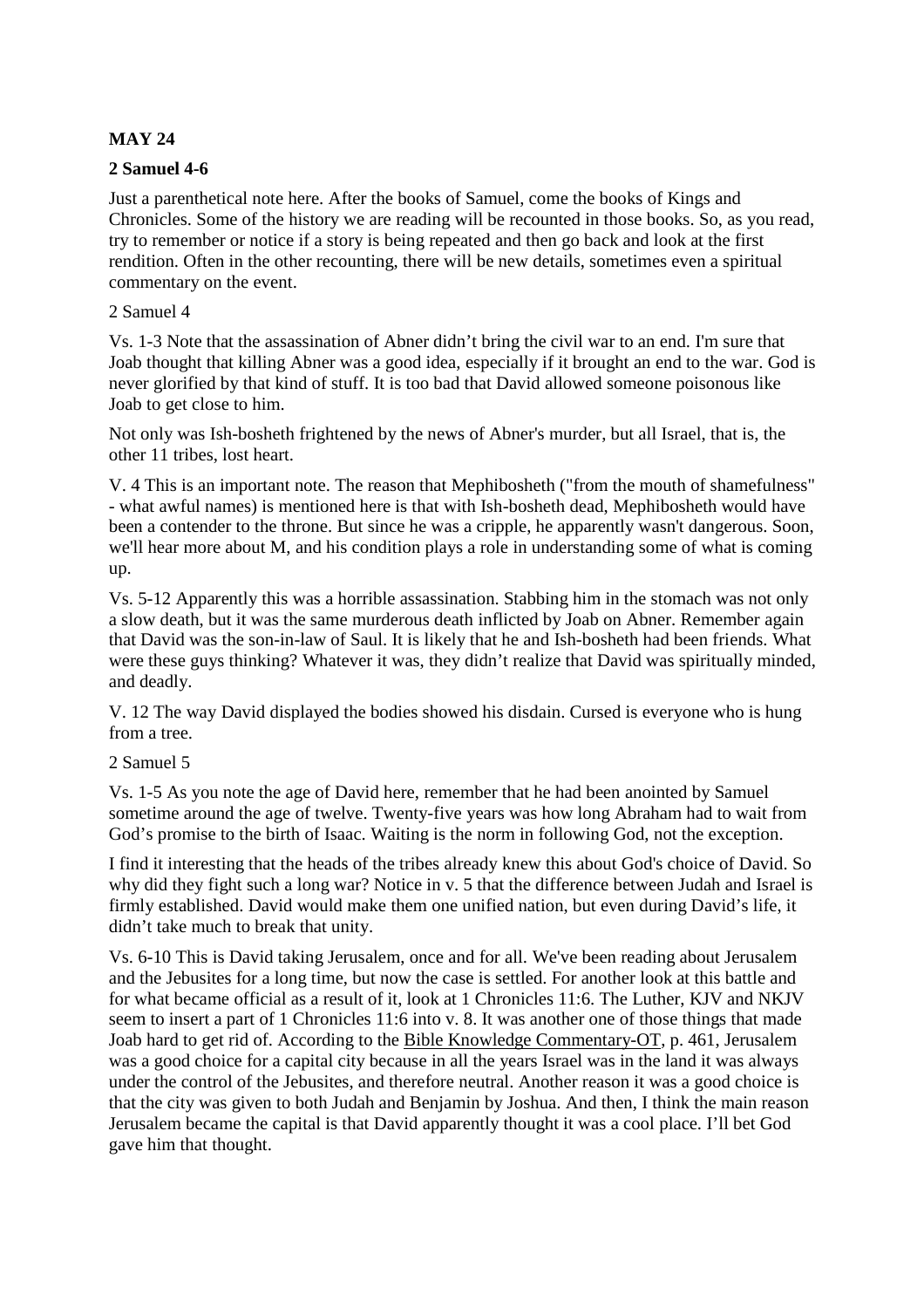**MAY 24**

**2 Samuel 4-6**

Just a parenthetical note here. After the books of Samuel, come the books of Kings and Chronicles. Some of the history we are reading will be recounted in those books. So, as you read, try to remember or notice if a story is being repeated and then go back and look at the first rendition. Often in the other recounting, there will be new details, sometimes even a spiritual commentary on the event.

2 Samuel 4

Vs. 1-3 Note that the assassination of Abner didn't bring the civil war to an end. I'm sure that Joab thought that killing Abner was a good idea, especially if it brought an end to the war. God is never glorified by that kind of stuff. It is too bad that David allowed someone poisonous like Joab to get close to him.

Not only was Ish-bosheth frightened by the news of Abner's murder, but all Israel, that is, the other 11 tribes, lost heart.

V. 4 This is an important note. The reason that Mephibosheth ("from the mouth of shamefulness" - what awful names) is mentioned here is that with Ish-bosheth dead, Mephibosheth would have been a contender to the throne. But since he was a cripple, he apparently wasn't dangerous. Soon, we'll hear more about M, and his condition plays a role in understanding some of what is coming up.

Vs. 5-12 Apparently this was a horrible assassination. Stabbing him in the stomach was not only a slow death, but it was the same murderous death inflicted by Joab on Abner. Remember again that David was the son-in-law of Saul. It is likely that he and Ish-bosheth had been friends. What were these guys thinking? Whatever it was, they didn't realize that David was spiritually minded, and deadly.

V. 12 The way David displayed the bodies showed his disdain. Cursed is everyone who is hung from a tree.

2 Samuel 5

Vs. 1-5 As you note the age of David here, remember that he had been anointed by Samuel sometime around the age of twelve. Twenty-five years was how long Abraham had to wait from God's promise to the birth of Isaac. Waiting is the norm in following God, not the exception.

I find it interesting that the heads of the tribes already knew this about God's choice of David. So why did they fight such a long war? Notice in v. 5 that the difference between Judah and Israel is firmly established. David would make them one unified nation, but even during David's life, it didn't take much to break that unity.

Vs. 6-10 This is David taking Jerusalem, once and for all. We've been reading about Jerusalem and the Jebusites for a long time, but now the case is settled. For another look at this battle and for what became official as a result of it, look at 1 Chronicles 11:6. The Luther, KJV and NKJV seem to insert a part of 1 Chronicles 11:6 into v. 8. It was another one of those things that made Joab hard to get rid of. According to the Bible Knowledge Commentary-OT, p. 461, Jerusalem was a good choice for a capital city because in all the years Israel was in the land it was always under the control of the Jebusites, and therefore neutral. Another reason it was a good choice is that the city was given to both Judah and Benjamin by Joshua. And then, I think the main reason Jerusalem became the capital is that David apparently thought it was a cool place. I'll bet God gave him that thought.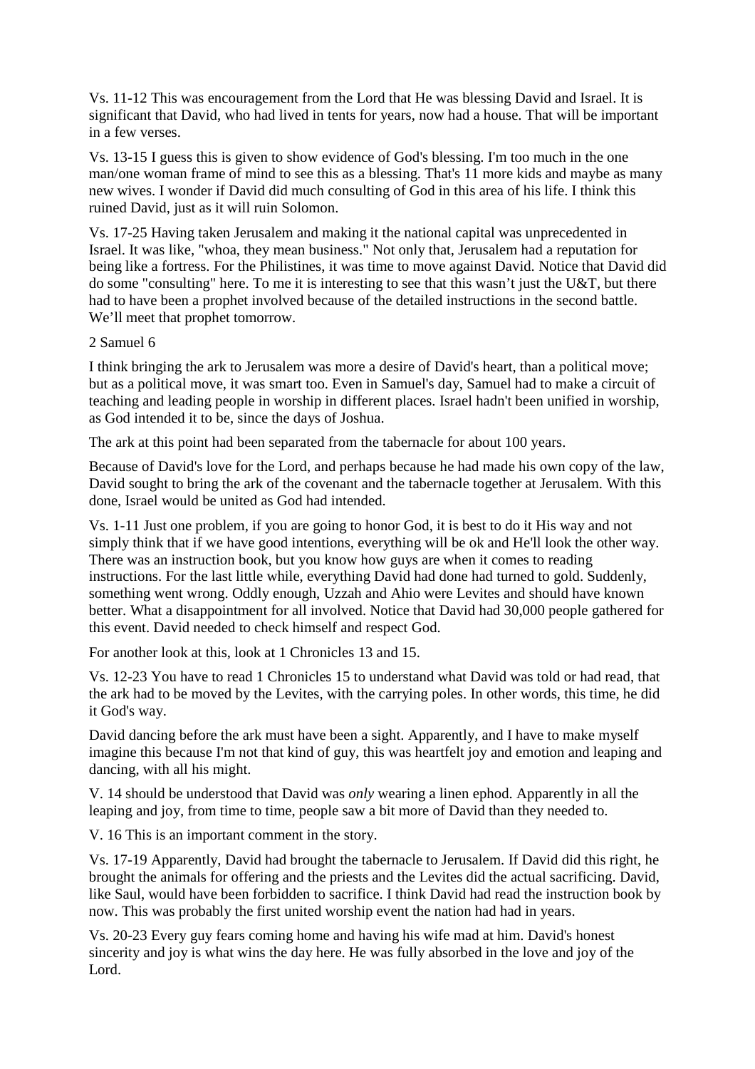Vs. 11-12 This was encouragement from the Lord that He was blessing David and Israel. It is significant that David, who had lived in tents for years, now had a house. That will be important in a few verses.

Vs. 13-15 I guess this is given to show evidence of God's blessing. I'm too much in the one man/one woman frame of mind to see this as a blessing. That's 11 more kids and maybe as many new wives. I wonder if David did much consulting of God in this area of his life. I think this ruined David, just as it will ruin Solomon.

Vs. 17-25 Having taken Jerusalem and making it the national capital was unprecedented in Israel. It was like, "whoa, they mean business." Not only that, Jerusalem had a reputation for being like a fortress. For the Philistines, it was time to move against David. Notice that David did do some "consulting" here. To me it is interesting to see that this wasn't just the U&T, but there had to have been a prophet involved because of the detailed instructions in the second battle. We'll meet that prophet tomorrow.

2 Samuel 6

I think bringing the ark to Jerusalem was more a desire of David's heart, than a political move; but as a political move, it was smart too. Even in Samuel's day, Samuel had to make a circuit of teaching and leading people in worship in different places. Israel hadn't been unified in worship, as God intended it to be, since the days of Joshua.

The ark at this point had been separated from the tabernacle for about 100 years.

Because of David's love for the Lord, and perhaps because he had made his own copy of the law, David sought to bring the ark of the covenant and the tabernacle together at Jerusalem. With this done, Israel would be united as God had intended.

Vs. 1-11 Just one problem, if you are going to honor God, it is best to do it His way and not simply think that if we have good intentions, everything will be ok and He'll look the other way. There was an instruction book, but you know how guys are when it comes to reading instructions. For the last little while, everything David had done had turned to gold. Suddenly, something went wrong. Oddly enough, Uzzah and Ahio were Levites and should have known better. What a disappointment for all involved. Notice that David had 30,000 people gathered for this event. David needed to check himself and respect God.

For another look at this, look at 1 Chronicles 13 and 15.

Vs. 12-23 You have to read 1 Chronicles 15 to understand what David was told or had read, that the ark had to be moved by the Levites, with the carrying poles. In other words, this time, he did it God's way.

David dancing before the ark must have been a sight. Apparently, and I have to make myself imagine this because I'm not that kind of guy, this was heartfelt joy and emotion and leaping and dancing, with all his might.

V. 14 should be understood that David was *only* wearing a linen ephod. Apparently in all the leaping and joy, from time to time, people saw a bit more of David than they needed to.

V. 16 This is an important comment in the story.

Vs. 17-19 Apparently, David had brought the tabernacle to Jerusalem. If David did this right, he brought the animals for offering and the priests and the Levites did the actual sacrificing. David, like Saul, would have been forbidden to sacrifice. I think David had read the instruction book by now. This was probably the first united worship event the nation had had in years.

Vs. 20-23 Every guy fears coming home and having his wife mad at him. David's honest sincerity and joy is what wins the day here. He was fully absorbed in the love and joy of the Lord.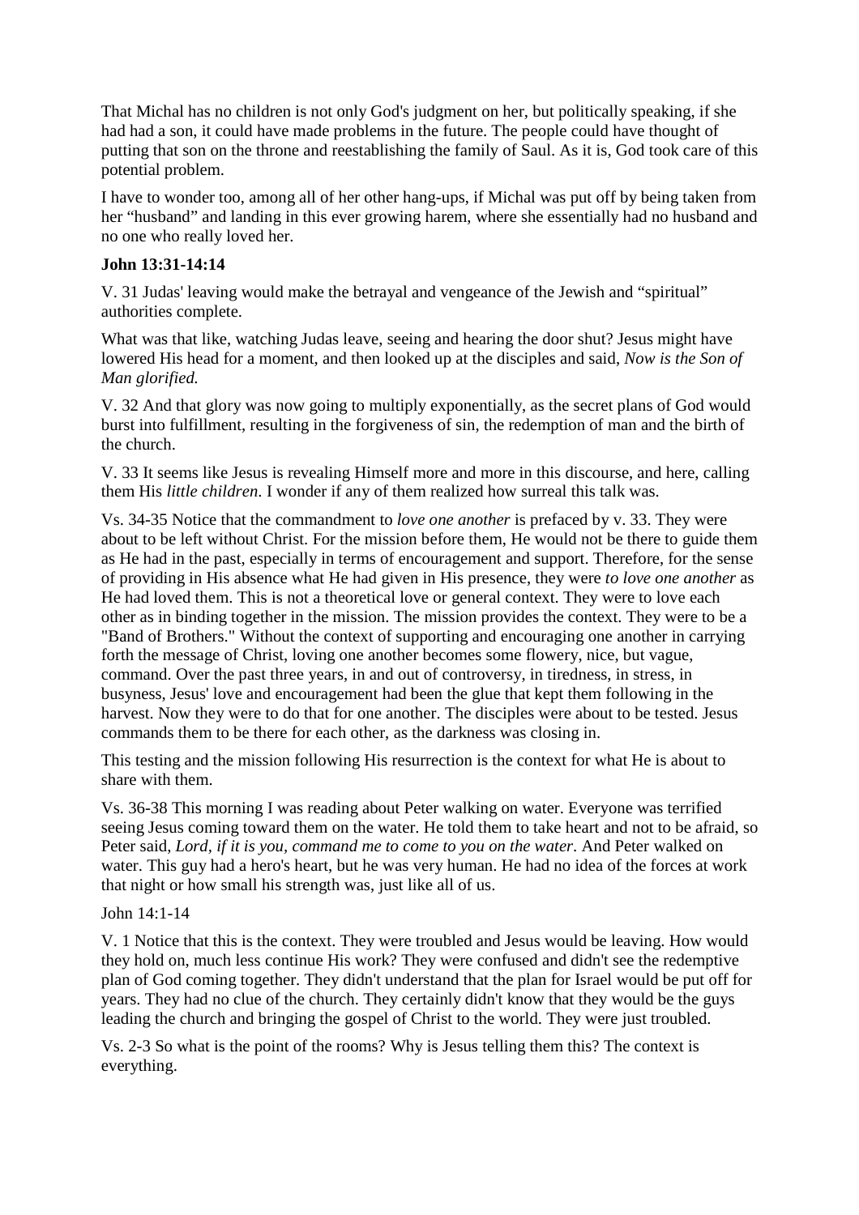That Michal has no children is not only God's judgment on her, but politically speaking, if she had had a son, it could have made problems in the future. The people could have thought of putting that son on the throne and reestablishing the family of Saul. As it is, God took care of this potential problem.

I have to wonder too, among all of her other hang-ups, if Michal was put off by being taken from her "husband" and landing in this ever growing harem, where she essentially had no husband and no one who really loved her.

**John 13:31-14:14**

V. 31 Judas' leaving would make the betrayal and vengeance of the Jewish and "spiritual" authorities complete.

What was that like, watching Judas leave, seeing and hearing the door shut? Jesus might have lowered His head for a moment, and then looked up at the disciples and said, *Now is the Son of Man glorified.*

V. 32 And that glory was now going to multiply exponentially, as the secret plans of God would burst into fulfillment, resulting in the forgiveness of sin, the redemption of man and the birth of the church.

V. 33 It seems like Jesus is revealing Himself more and more in this discourse, and here, calling them His *little children*. I wonder if any of them realized how surreal this talk was.

Vs. 34-35 Notice that the commandment to *love one another* is prefaced by v. 33. They were about to be left without Christ. For the mission before them, He would not be there to guide them as He had in the past, especially in terms of encouragement and support. Therefore, for the sense of providing in His absence what He had given in His presence, they were *to love one another* as He had loved them. This is not a theoretical love or general context. They were to love each other as in binding together in the mission. The mission provides the context. They were to be a "Band of Brothers." Without the context of supporting and encouraging one another in carrying forth the message of Christ, loving one another becomes some flowery, nice, but vague, command. Over the past three years, in and out of controversy, in tiredness, in stress, in busyness, Jesus' love and encouragement had been the glue that kept them following in the harvest. Now they were to do that for one another. The disciples were about to be tested. Jesus commands them to be there for each other, as the darkness was closing in.

This testing and the mission following His resurrection is the context for what He is about to share with them.

Vs. 36-38 This morning I was reading about Peter walking on water. Everyone was terrified seeing Jesus coming toward them on the water. He told them to take heart and not to be afraid, so Peter said, *Lord, if it is you, command me to come to you on the water*. And Peter walked on water. This guy had a hero's heart, but he was very human. He had no idea of the forces at work that night or how small his strength was, just like all of us.

John 14:1-14

V. 1 Notice that this is the context. They were troubled and Jesus would be leaving. How would they hold on, much less continue His work? They were confused and didn't see the redemptive plan of God coming together. They didn't understand that the plan for Israel would be put off for years. They had no clue of the church. They certainly didn't know that they would be the guys leading the church and bringing the gospel of Christ to the world. They were just troubled.

Vs. 2-3 So what is the point of the rooms? Why is Jesus telling them this? The context is everything.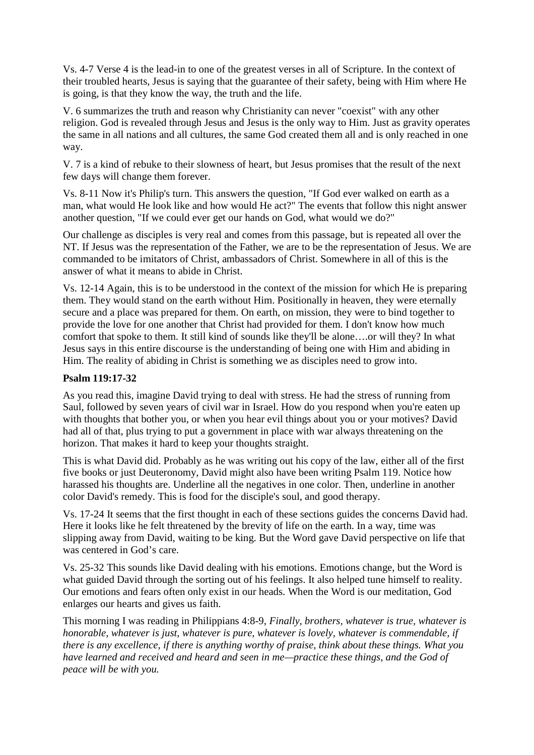Vs. 4-7 Verse 4 is the lead-in to one of the greatest verses in all of Scripture. In the context of their troubled hearts, Jesus is saying that the guarantee of their safety, being with Him where He is going, is that they know the way, the truth and the life.

V. 6 summarizes the truth and reason why Christianity can never "coexist" with any other religion. God is revealed through Jesus and Jesus is the only way to Him. Just as gravity operates the same in all nations and all cultures, the same God created them all and is only reached in one way.

V. 7 is a kind of rebuke to their slowness of heart, but Jesus promises that the result of the next few days will change them forever.

Vs. 8-11 Now it's Philip's turn. This answers the question, "If God ever walked on earth as a man, what would He look like and how would He act?" The events that follow this night answer another question, "If we could ever get our hands on God, what would we do?"

Our challenge as disciples is very real and comes from this passage, but is repeated all over the NT. If Jesus was the representation of the Father, we are to be the representation of Jesus. We are commanded to be imitators of Christ, ambassadors of Christ. Somewhere in all of this is the answer of what it means to abide in Christ.

Vs. 12-14 Again, this is to be understood in the context of the mission for which He is preparing them. They would stand on the earth without Him. Positionally in heaven, they were eternally secure and a place was prepared for them. On earth, on mission, they were to bind together to provide the love for one another that Christ had provided for them. I don't know how much comfort that spoke to them. It still kind of sounds like they'll be alone….or will they? In what Jesus says in this entire discourse is the understanding of being one with Him and abiding in Him. The reality of abiding in Christ is something we as disciples need to grow into.

**Psalm 119:17-32**

As you read this, imagine David trying to deal with stress. He had the stress of running from Saul, followed by seven years of civil war in Israel. How do you respond when you're eaten up with thoughts that bother you, or when you hear evil things about you or your motives? David had all of that, plus trying to put a government in place with war always threatening on the horizon. That makes it hard to keep your thoughts straight.

This is what David did. Probably as he was writing out his copy of the law, either all of the first five books or just Deuteronomy, David might also have been writing Psalm 119. Notice how harassed his thoughts are. Underline all the negatives in one color. Then, underline in another color David's remedy. This is food for the disciple's soul, and good therapy.

Vs. 17-24 It seems that the first thought in each of these sections guides the concerns David had. Here it looks like he felt threatened by the brevity of life on the earth. In a way, time was slipping away from David, waiting to be king. But the Word gave David perspective on life that was centered in God's care.

Vs. 25-32 This sounds like David dealing with his emotions. Emotions change, but the Word is what guided David through the sorting out of his feelings. It also helped tune himself to reality. Our emotions and fears often only exist in our heads. When the Word is our meditation, God enlarges our hearts and gives us faith.

This morning I was reading in Philippians 4:8-9, *Finally, brothers, whatever is true, whatever is honorable, whatever is just, whatever is pure, whatever is lovely, whatever is commendable, if there is any excellence, if there is anything worthy of praise, think about these things. What you have learned and received and heard and seen in me—practice these things, and the God of peace will be with you.*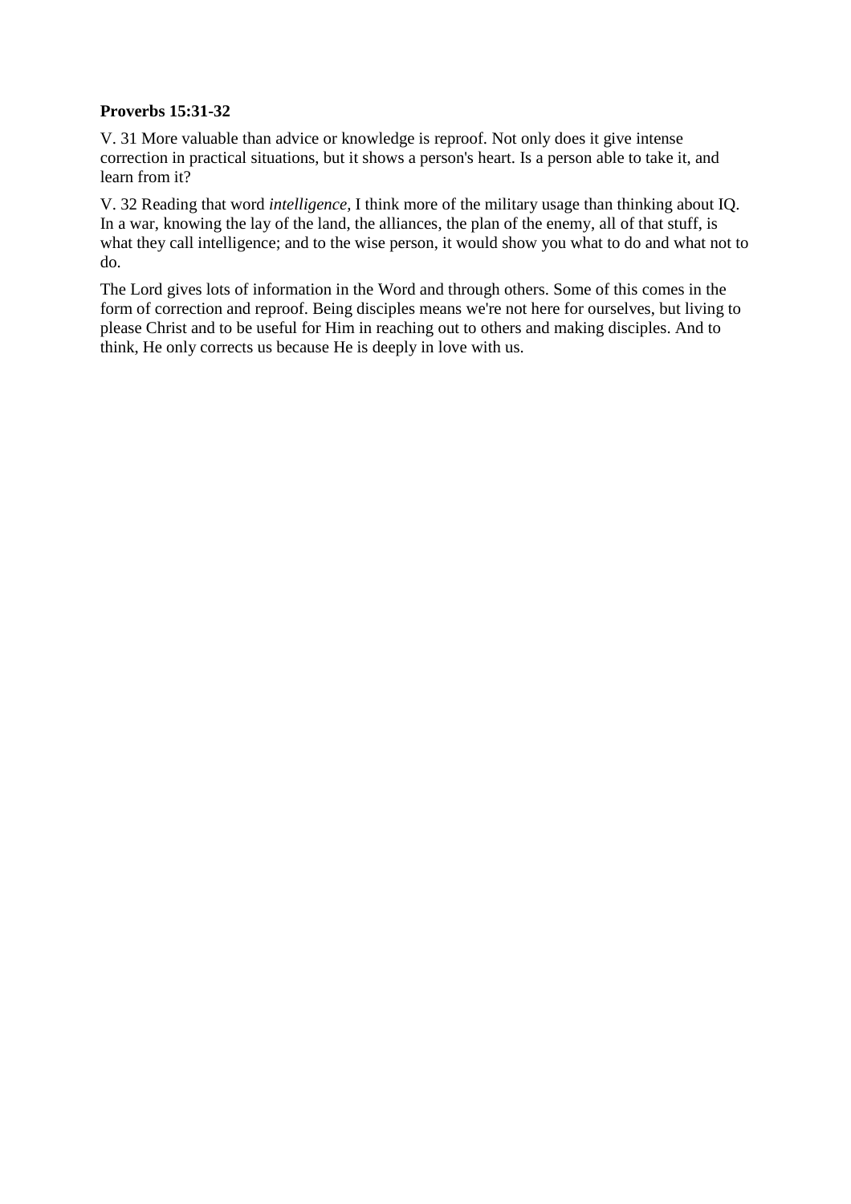**Proverbs 15:31-32**

V. 31 More valuable than advice or knowledge is reproof. Not only does it give intense correction in practical situations, but it shows a person's heart. Is a person able to take it, and learn from it?

V. 32 Reading that word *intelligence,* I think more of the military usage than thinking about IQ. In a war, knowing the lay of the land, the alliances, the plan of the enemy, all of that stuff, is what they call intelligence; and to the wise person, it would show you what to do and what not to do.

The Lord gives lots of information in the Word and through others. Some of this comes in the form of correction and reproof. Being disciples means we're not here for ourselves, but living to please Christ and to be useful for Him in reaching out to others and making disciples. And to think, He only corrects us because He is deeply in love with us.